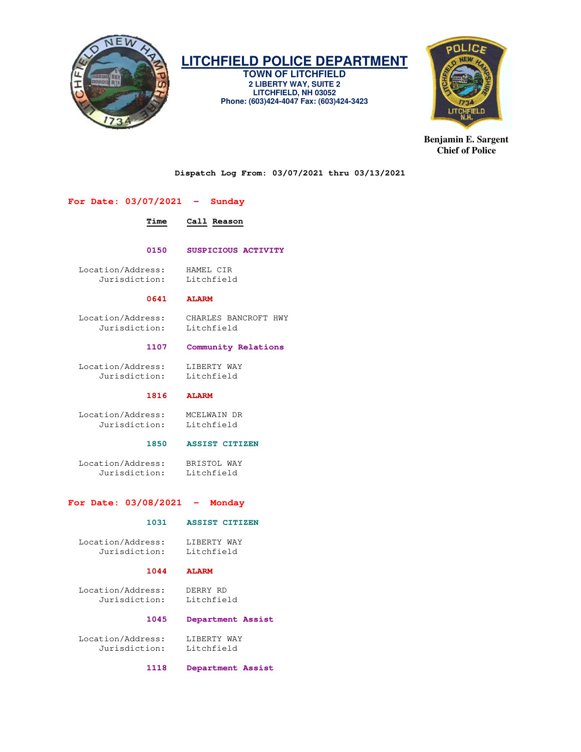# LITCHFIELD POLICE DEPARTMENT

**TOWN OF LITCHFIELD**
**2 LIBERTY WAY, SUITE 2**
**LITCHFIELD, NH 03052**
**Phone: (603)424-4047 Fax: (603)424-3423**

**Benjamin E. Sargent**
**Chief of Police**

**Dispatch Log From: 03/07/2021 thru 03/13/2021**

## For Date: 03/07/2021 - Sunday

| Time | Call Reason |
|---|---|
| 0150 | SUSPICIOUS ACTIVITY |

Location/Address: HAMEL CIR
Jurisdiction: Litchfield

**0641 ALARM**

Location/Address: CHARLES BANCROFT HWY
Jurisdiction: Litchfield

**1107 Community Relations**

Location/Address: LIBERTY WAY
Jurisdiction: Litchfield

**1816 ALARM**

Location/Address: MCELWAIN DR
Jurisdiction: Litchfield

**1850 ASSIST CITIZEN**

Location/Address: BRISTOL WAY
Jurisdiction: Litchfield

## For Date: 03/08/2021 - Monday

**1031 ASSIST CITIZEN**

Location/Address: LIBERTY WAY
Jurisdiction: Litchfield

**1044 ALARM**

Location/Address: DERRY RD
Jurisdiction: Litchfield

**1045 Department Assist**

Location/Address: LIBERTY WAY
Jurisdiction: Litchfield

**1118 Department Assist**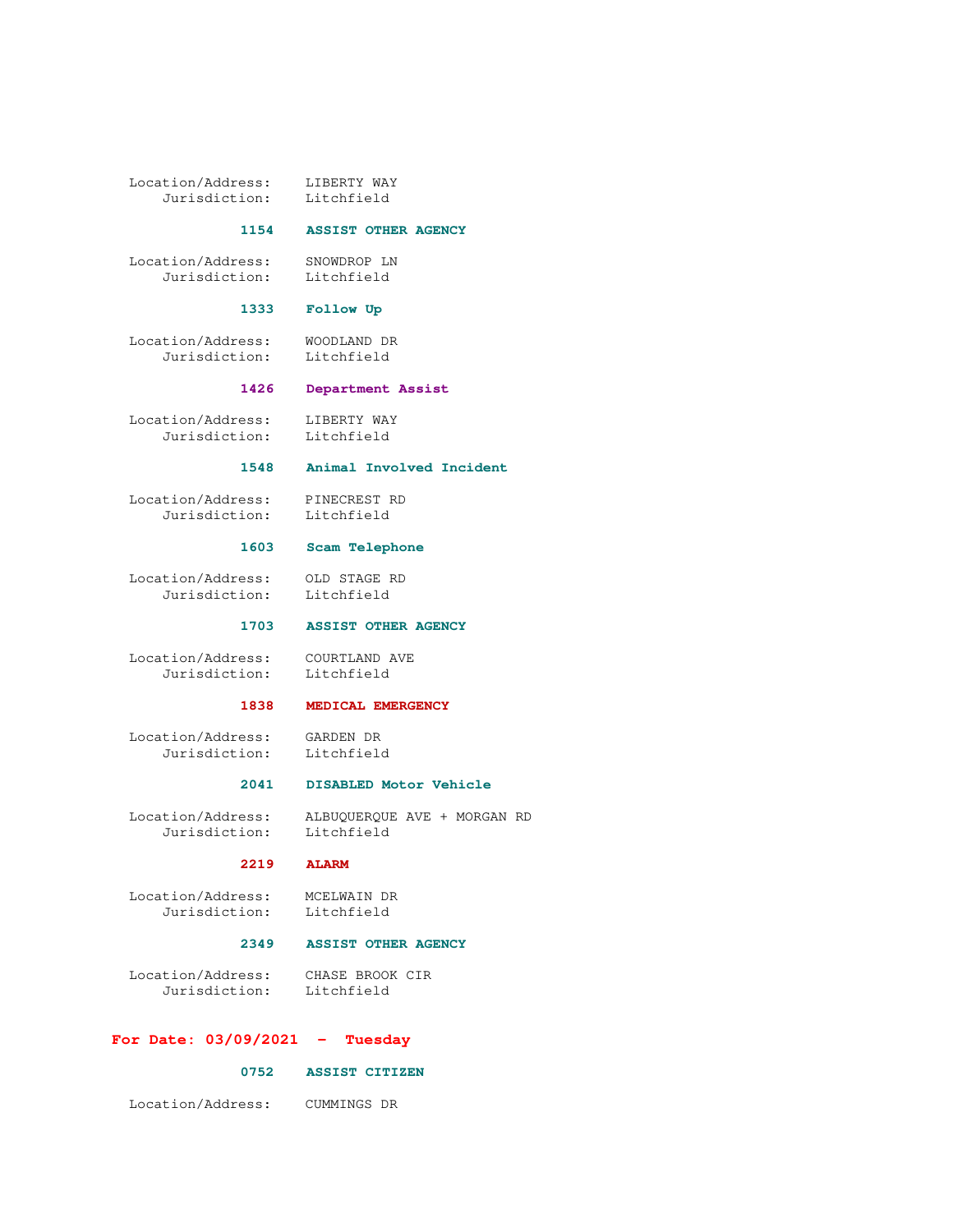Location/Address: LIBERTY WAY
Jurisdiction: Litchfield

**1154 ASSIST OTHER AGENCY**

Location/Address: SNOWDROP LN
Jurisdiction: Litchfield

**1333 Follow Up**

Location/Address: WOODLAND DR
Jurisdiction: Litchfield

**1426 Department Assist**

Location/Address: LIBERTY WAY
Jurisdiction: Litchfield

**1548 Animal Involved Incident**

Location/Address: PINECREST RD
Jurisdiction: Litchfield

**1603 Scam Telephone**

Location/Address: OLD STAGE RD
Jurisdiction: Litchfield

**1703 ASSIST OTHER AGENCY**

Location/Address: COURTLAND AVE
Jurisdiction: Litchfield

**1838 MEDICAL EMERGENCY**

Location/Address: GARDEN DR
Jurisdiction: Litchfield

**2041 DISABLED Motor Vehicle**

Location/Address: ALBUQUERQUE AVE + MORGAN RD
Jurisdiction: Litchfield

**2219 ALARM**

Location/Address: MCELWAIN DR
Jurisdiction: Litchfield

**2349 ASSIST OTHER AGENCY**

Location/Address: CHASE BROOK CIR
Jurisdiction: Litchfield

## For Date: 03/09/2021 - Tuesday

**0752 ASSIST CITIZEN**

Location/Address: CUMMINGS DR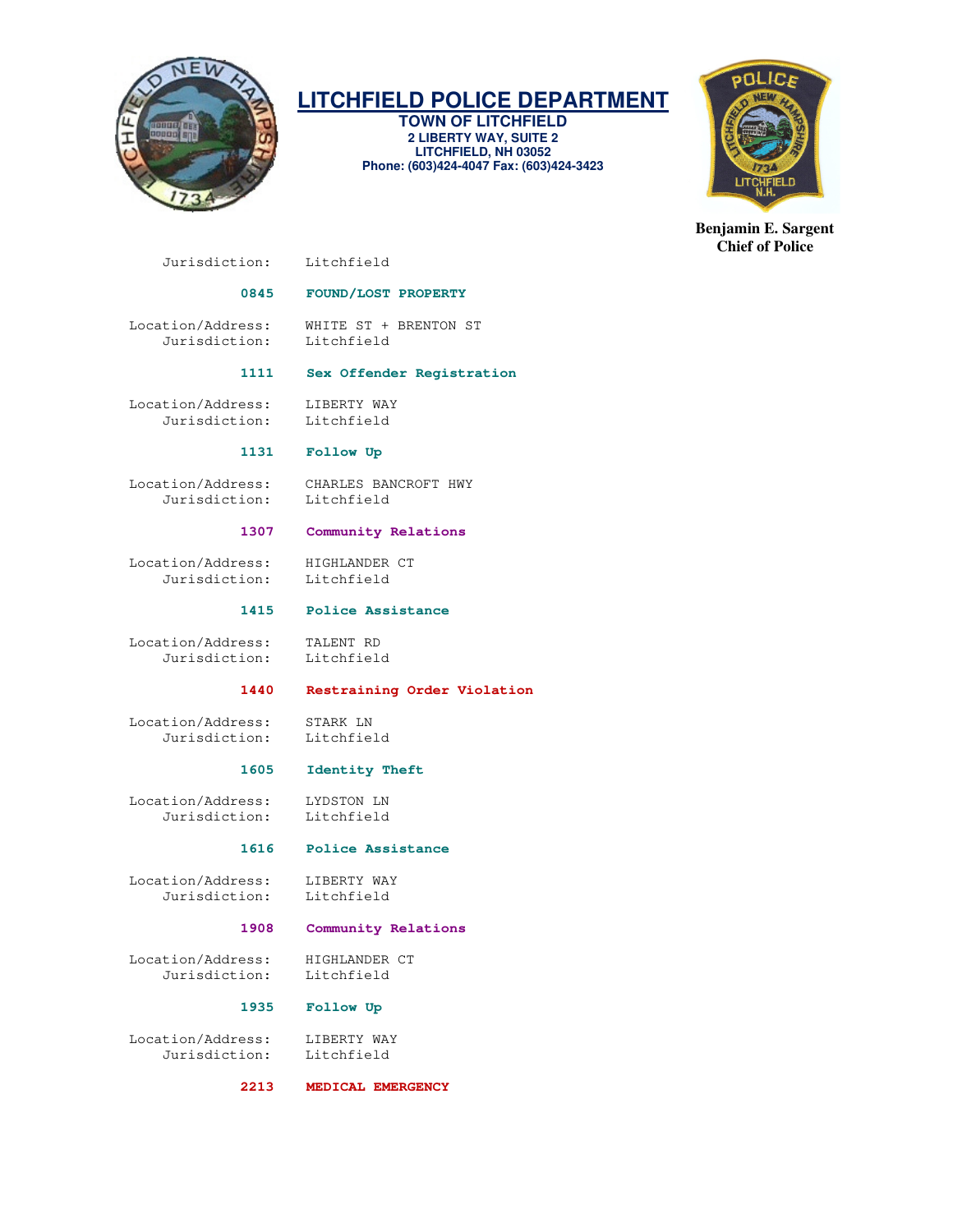# LITCHFIELD POLICE DEPARTMENT

**TOWN OF LITCHFIELD**
**2 LIBERTY WAY, SUITE 2**
**LITCHFIELD, NH 03052**
**Phone: (603)424-4047 Fax: (603)424-3423**

**Benjamin E. Sargent**
**Chief of Police**

Jurisdiction: Litchfield

**0845 FOUND/LOST PROPERTY**

Location/Address: WHITE ST + BRENTON ST
Jurisdiction: Litchfield

**1111 Sex Offender Registration**

Location/Address: LIBERTY WAY
Jurisdiction: Litchfield

**1131 Follow Up**

Location/Address: CHARLES BANCROFT HWY
Jurisdiction: Litchfield

**1307 Community Relations**

Location/Address: HIGHLANDER CT
Jurisdiction: Litchfield

**1415 Police Assistance**

Location/Address: TALENT RD
Jurisdiction: Litchfield

**1440 Restraining Order Violation**

Location/Address: STARK LN
Jurisdiction: Litchfield

**1605 Identity Theft**

Location/Address: LYDSTON LN
Jurisdiction: Litchfield

**1616 Police Assistance**

Location/Address: LIBERTY WAY
Jurisdiction: Litchfield

**1908 Community Relations**

Location/Address: HIGHLANDER CT
Jurisdiction: Litchfield

**1935 Follow Up**

Location/Address: LIBERTY WAY
Jurisdiction: Litchfield

**2213 MEDICAL EMERGENCY**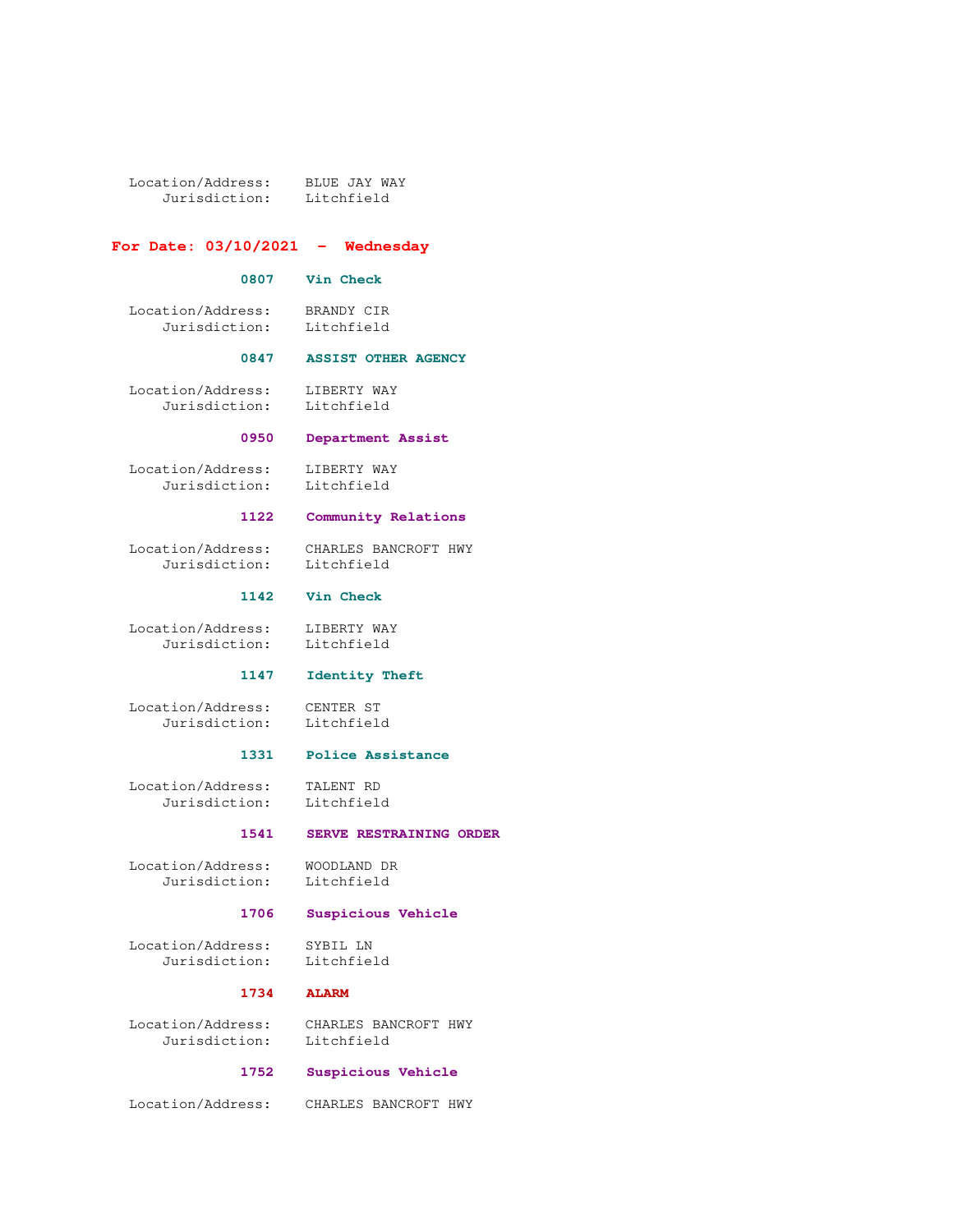Location/Address: BLUE JAY WAY
Jurisdiction: Litchfield

## For Date: 03/10/2021 - Wednesday

**0807 Vin Check**

Location/Address: BRANDY CIR
Jurisdiction: Litchfield

**0847 ASSIST OTHER AGENCY**

Location/Address: LIBERTY WAY
Jurisdiction: Litchfield

**0950 Department Assist**

Location/Address: LIBERTY WAY
Jurisdiction: Litchfield

**1122 Community Relations**

Location/Address: CHARLES BANCROFT HWY
Jurisdiction: Litchfield

**1142 Vin Check**

Location/Address: LIBERTY WAY
Jurisdiction: Litchfield

**1147 Identity Theft**

Location/Address: CENTER ST
Jurisdiction: Litchfield

**1331 Police Assistance**

Location/Address: TALENT RD
Jurisdiction: Litchfield

**1541 SERVE RESTRAINING ORDER**

Location/Address: WOODLAND DR
Jurisdiction: Litchfield

**1706 Suspicious Vehicle**

Location/Address: SYBIL LN
Jurisdiction: Litchfield

**1734 ALARM**

Location/Address: CHARLES BANCROFT HWY
Jurisdiction: Litchfield

**1752 Suspicious Vehicle**

Location/Address: CHARLES BANCROFT HWY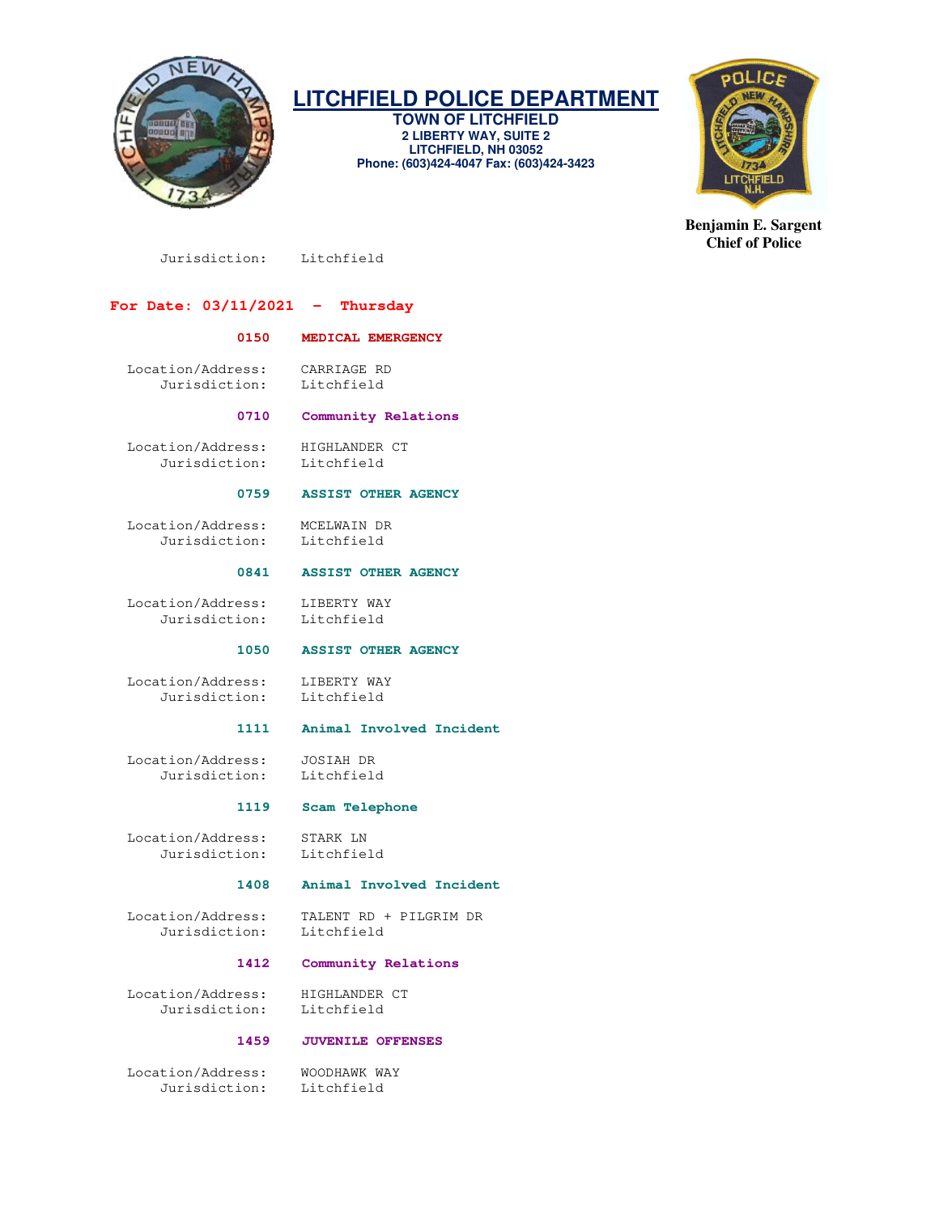# LITCHFIELD POLICE DEPARTMENT

**TOWN OF LITCHFIELD**
**2 LIBERTY WAY, SUITE 2**
**LITCHFIELD, NH 03052**
**Phone: (603)424-4047 Fax: (603)424-3423**

**Benjamin E. Sargent**
**Chief of Police**

Jurisdiction: Litchfield

## For Date: 03/11/2021 - Thursday

**0150 MEDICAL EMERGENCY**

Location/Address: CARRIAGE RD
Jurisdiction: Litchfield

**0710 Community Relations**

Location/Address: HIGHLANDER CT
Jurisdiction: Litchfield

**0759 ASSIST OTHER AGENCY**

Location/Address: MCELWAIN DR
Jurisdiction: Litchfield

**0841 ASSIST OTHER AGENCY**

Location/Address: LIBERTY WAY
Jurisdiction: Litchfield

**1050 ASSIST OTHER AGENCY**

Location/Address: LIBERTY WAY
Jurisdiction: Litchfield

**1111 Animal Involved Incident**

Location/Address: JOSIAH DR
Jurisdiction: Litchfield

**1119 Scam Telephone**

Location/Address: STARK LN
Jurisdiction: Litchfield

**1408 Animal Involved Incident**

Location/Address: TALENT RD + PILGRIM DR
Jurisdiction: Litchfield

**1412 Community Relations**

Location/Address: HIGHLANDER CT
Jurisdiction: Litchfield

**1459 JUVENILE OFFENSES**

Location/Address: WOODHAWK WAY
Jurisdiction: Litchfield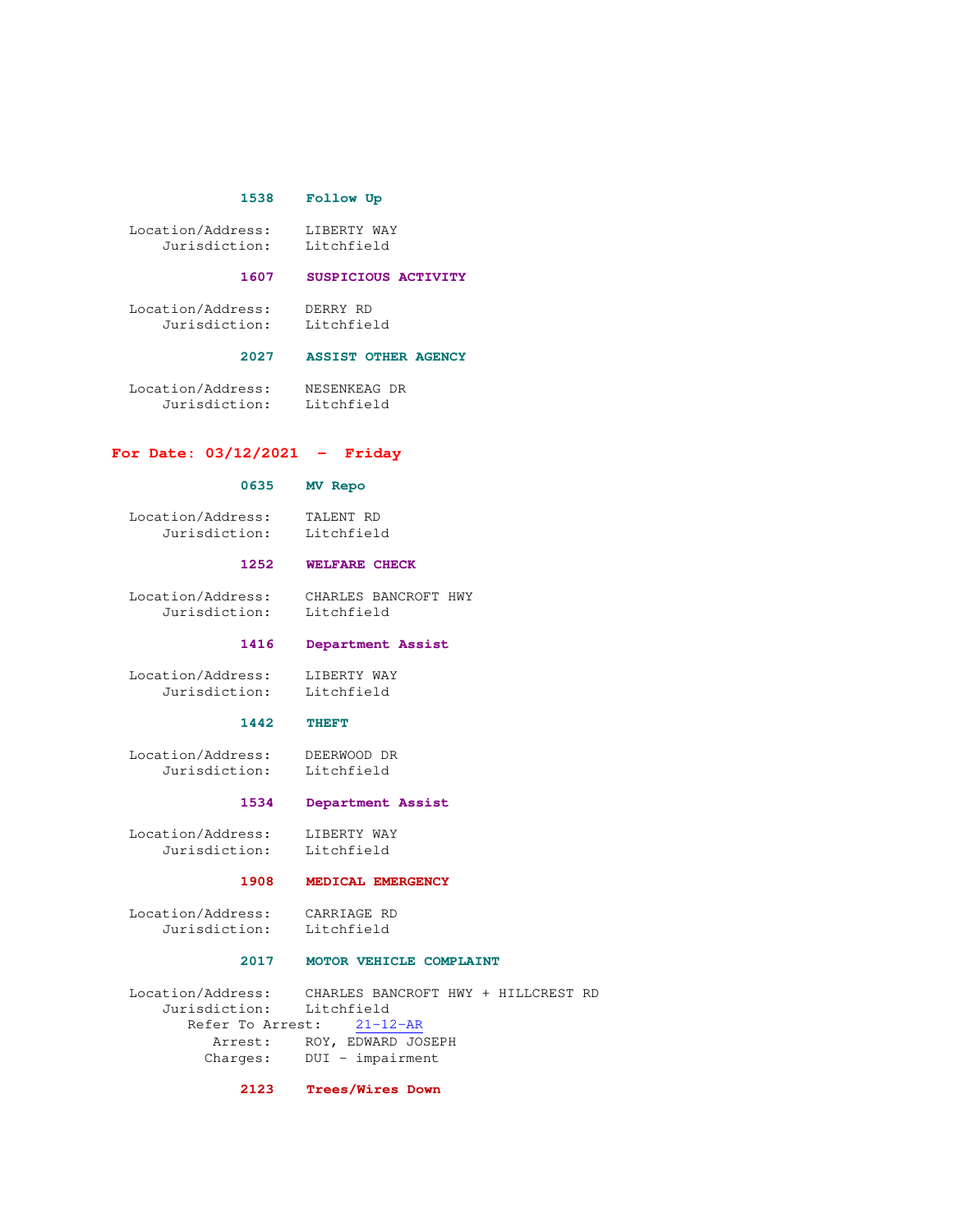**1538 Follow Up**

Location/Address: LIBERTY WAY
Jurisdiction: Litchfield

**1607 SUSPICIOUS ACTIVITY**

Location/Address: DERRY RD
Jurisdiction: Litchfield

**2027 ASSIST OTHER AGENCY**

Location/Address: NESENKEAG DR
Jurisdiction: Litchfield

## For Date: 03/12/2021 - Friday

**0635 MV Repo**

Location/Address: TALENT RD
Jurisdiction: Litchfield

**1252 WELFARE CHECK**

Location/Address: CHARLES BANCROFT HWY
Jurisdiction: Litchfield

**1416 Department Assist**

Location/Address: LIBERTY WAY
Jurisdiction: Litchfield

**1442 THEFT**

Location/Address: DEERWOOD DR
Jurisdiction: Litchfield

**1534 Department Assist**

Location/Address: LIBERTY WAY
Jurisdiction: Litchfield

**1908 MEDICAL EMERGENCY**

Location/Address: CARRIAGE RD
Jurisdiction: Litchfield

**2017 MOTOR VEHICLE COMPLAINT**

Location/Address: CHARLES BANCROFT HWY + HILLCREST RD
Jurisdiction: Litchfield
Refer To Arrest: 21-12-AR
Arrest: ROY, EDWARD JOSEPH
Charges: DUI - impairment

**2123 Trees/Wires Down**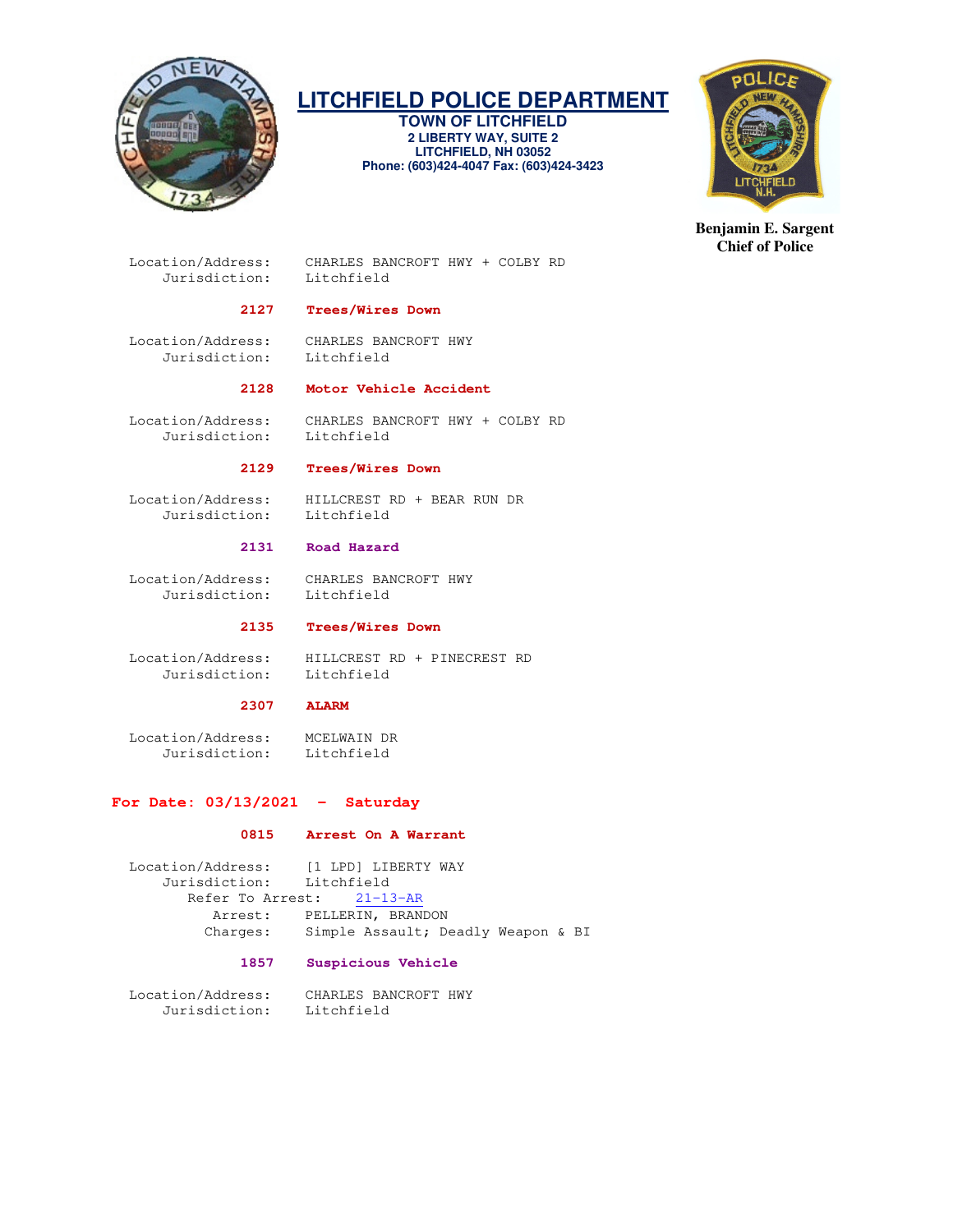Location/Address: CHARLES BANCROFT HWY + COLBY RD
Jurisdiction: Litchfield

**2127 Trees/Wires Down**

Location/Address: CHARLES BANCROFT HWY
Jurisdiction: Litchfield

**2128 Motor Vehicle Accident**

Location/Address: CHARLES BANCROFT HWY + COLBY RD
Jurisdiction: Litchfield

**2129 Trees/Wires Down**

Location/Address: HILLCREST RD + BEAR RUN DR
Jurisdiction: Litchfield

**2131 Road Hazard**

Location/Address: CHARLES BANCROFT HWY
Jurisdiction: Litchfield

**2135 Trees/Wires Down**

Location/Address: HILLCREST RD + PINECREST RD
Jurisdiction: Litchfield

**2307 ALARM**

Location/Address: MCELWAIN DR
Jurisdiction: Litchfield

## For Date: 03/13/2021 - Saturday

**0815 Arrest On A Warrant**

Location/Address: [1 LPD] LIBERTY WAY
Jurisdiction: Litchfield
Refer To Arrest: 21-13-AR
Arrest: PELLERIN, BRANDON
Charges: Simple Assault; Deadly Weapon & BI

**1857 Suspicious Vehicle**

Location/Address: CHARLES BANCROFT HWY
Jurisdiction: Litchfield